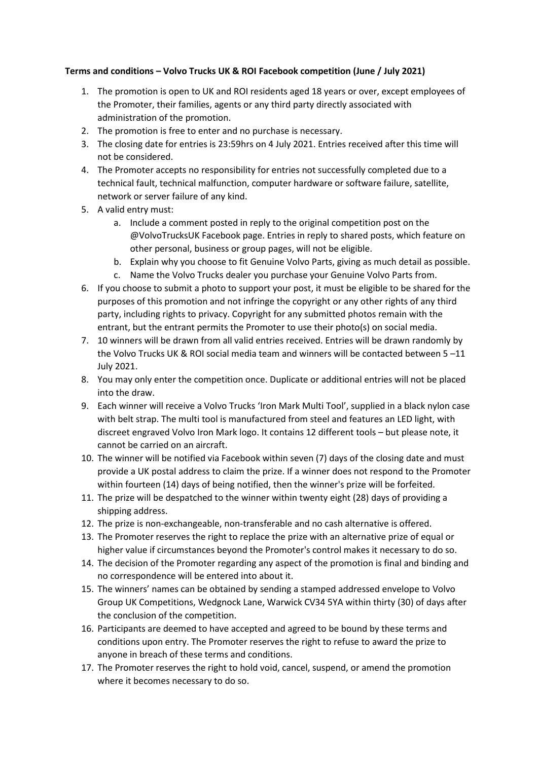**Terms and conditions – Volvo Trucks UK & ROI Facebook competition (June / July 2021)**

1. The promotion is open to UK and ROI residents aged 18 years or over, except employees of the Promoter, their families, agents or any third party directly associated with administration of the promotion.
2. The promotion is free to enter and no purchase is necessary.
3. The closing date for entries is 23:59hrs on 4 July 2021. Entries received after this time will not be considered.
4. The Promoter accepts no responsibility for entries not successfully completed due to a technical fault, technical malfunction, computer hardware or software failure, satellite, network or server failure of any kind.
5. A valid entry must:
   a. Include a comment posted in reply to the original competition post on the @VolvoTrucksUK Facebook page. Entries in reply to shared posts, which feature on other personal, business or group pages, will not be eligible.
   b. Explain why you choose to fit Genuine Volvo Parts, giving as much detail as possible.
   c. Name the Volvo Trucks dealer you purchase your Genuine Volvo Parts from.
6. If you choose to submit a photo to support your post, it must be eligible to be shared for the purposes of this promotion and not infringe the copyright or any other rights of any third party, including rights to privacy. Copyright for any submitted photos remain with the entrant, but the entrant permits the Promoter to use their photo(s) on social media.
7. 10 winners will be drawn from all valid entries received. Entries will be drawn randomly by the Volvo Trucks UK & ROI social media team and winners will be contacted between 5 –11 July 2021.
8. You may only enter the competition once. Duplicate or additional entries will not be placed into the draw.
9. Each winner will receive a Volvo Trucks 'Iron Mark Multi Tool', supplied in a black nylon case with belt strap. The multi tool is manufactured from steel and features an LED light, with discreet engraved Volvo Iron Mark logo. It contains 12 different tools – but please note, it cannot be carried on an aircraft.
10. The winner will be notified via Facebook within seven (7) days of the closing date and must provide a UK postal address to claim the prize. If a winner does not respond to the Promoter within fourteen (14) days of being notified, then the winner's prize will be forfeited.
11. The prize will be despatched to the winner within twenty eight (28) days of providing a shipping address.
12. The prize is non-exchangeable, non-transferable and no cash alternative is offered.
13. The Promoter reserves the right to replace the prize with an alternative prize of equal or higher value if circumstances beyond the Promoter's control makes it necessary to do so.
14. The decision of the Promoter regarding any aspect of the promotion is final and binding and no correspondence will be entered into about it.
15. The winners' names can be obtained by sending a stamped addressed envelope to Volvo Group UK Competitions, Wedgnock Lane, Warwick CV34 5YA within thirty (30) of days after the conclusion of the competition.
16. Participants are deemed to have accepted and agreed to be bound by these terms and conditions upon entry. The Promoter reserves the right to refuse to award the prize to anyone in breach of these terms and conditions.
17. The Promoter reserves the right to hold void, cancel, suspend, or amend the promotion where it becomes necessary to do so.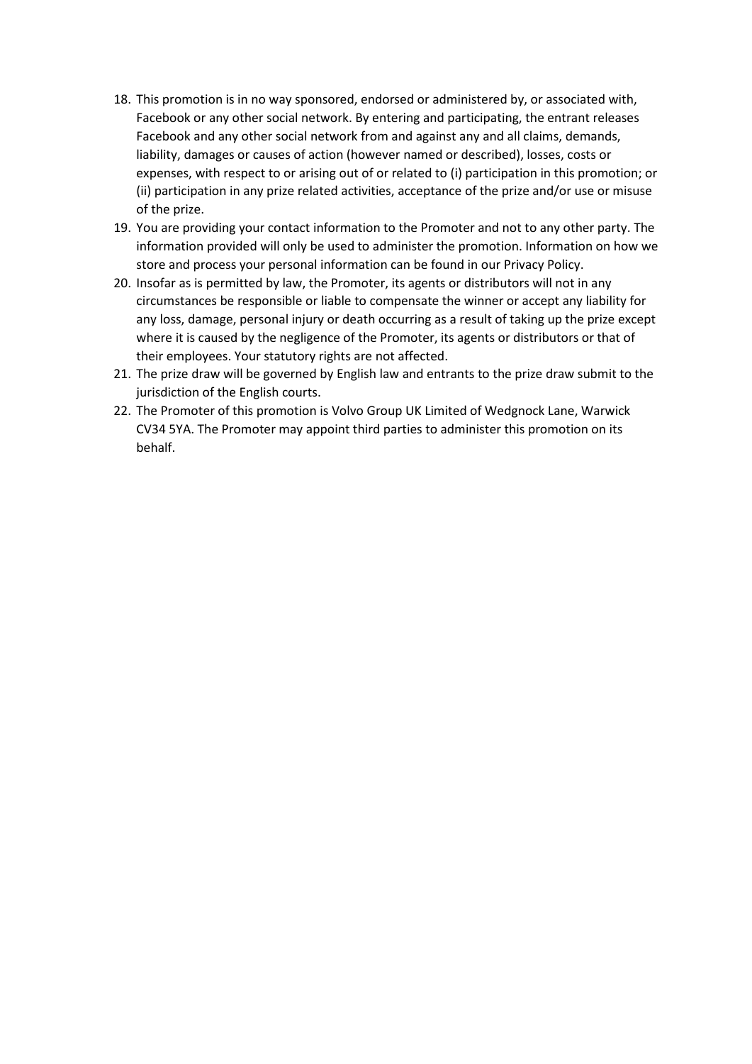18. This promotion is in no way sponsored, endorsed or administered by, or associated with, Facebook or any other social network. By entering and participating, the entrant releases Facebook and any other social network from and against any and all claims, demands, liability, damages or causes of action (however named or described), losses, costs or expenses, with respect to or arising out of or related to (i) participation in this promotion; or (ii) participation in any prize related activities, acceptance of the prize and/or use or misuse of the prize.
19. You are providing your contact information to the Promoter and not to any other party. The information provided will only be used to administer the promotion. Information on how we store and process your personal information can be found in our Privacy Policy.
20. Insofar as is permitted by law, the Promoter, its agents or distributors will not in any circumstances be responsible or liable to compensate the winner or accept any liability for any loss, damage, personal injury or death occurring as a result of taking up the prize except where it is caused by the negligence of the Promoter, its agents or distributors or that of their employees. Your statutory rights are not affected.
21. The prize draw will be governed by English law and entrants to the prize draw submit to the jurisdiction of the English courts.
22. The Promoter of this promotion is Volvo Group UK Limited of Wedgnock Lane, Warwick CV34 5YA. The Promoter may appoint third parties to administer this promotion on its behalf.